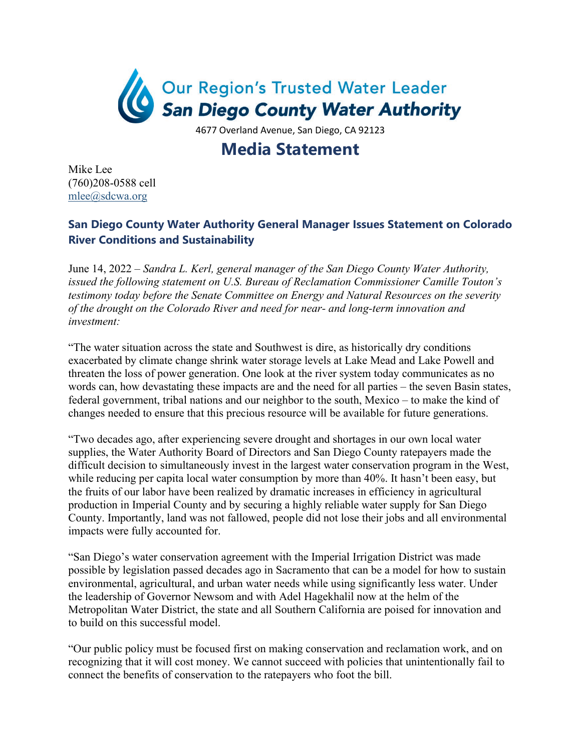Our Region's Trusted Water Leader

**San Diego County Water Authority**

4677 Overland Avenue, San Diego, CA 92123

# Media Statement

Mike Lee
(760)208-0588 cell
mlee@sdcwa.org

## San Diego County Water Authority General Manager Issues Statement on Colorado River Conditions and Sustainability

June 14, 2022 – *Sandra L. Kerl, general manager of the San Diego County Water Authority, issued the following statement on U.S. Bureau of Reclamation Commissioner Camille Touton's testimony today before the Senate Committee on Energy and Natural Resources on the severity of the drought on the Colorado River and need for near- and long-term innovation and investment:*

"The water situation across the state and Southwest is dire, as historically dry conditions exacerbated by climate change shrink water storage levels at Lake Mead and Lake Powell and threaten the loss of power generation. One look at the river system today communicates as no words can, how devastating these impacts are and the need for all parties – the seven Basin states, federal government, tribal nations and our neighbor to the south, Mexico – to make the kind of changes needed to ensure that this precious resource will be available for future generations.

"Two decades ago, after experiencing severe drought and shortages in our own local water supplies, the Water Authority Board of Directors and San Diego County ratepayers made the difficult decision to simultaneously invest in the largest water conservation program in the West, while reducing per capita local water consumption by more than 40%. It hasn't been easy, but the fruits of our labor have been realized by dramatic increases in efficiency in agricultural production in Imperial County and by securing a highly reliable water supply for San Diego County. Importantly, land was not fallowed, people did not lose their jobs and all environmental impacts were fully accounted for.

"San Diego's water conservation agreement with the Imperial Irrigation District was made possible by legislation passed decades ago in Sacramento that can be a model for how to sustain environmental, agricultural, and urban water needs while using significantly less water. Under the leadership of Governor Newsom and with Adel Hagekhalil now at the helm of the Metropolitan Water District, the state and all Southern California are poised for innovation and to build on this successful model.

"Our public policy must be focused first on making conservation and reclamation work, and on recognizing that it will cost money. We cannot succeed with policies that unintentionally fail to connect the benefits of conservation to the ratepayers who foot the bill.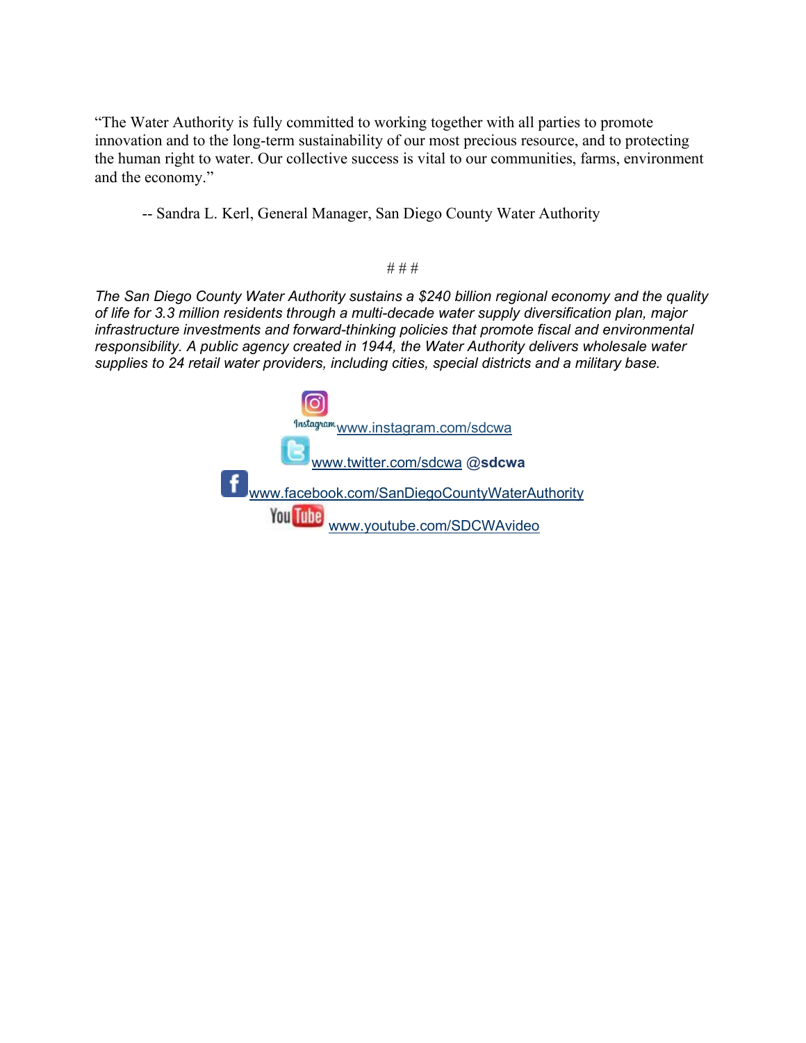"The Water Authority is fully committed to working together with all parties to promote innovation and to the long-term sustainability of our most precious resource, and to protecting the human right to water. Our collective success is vital to our communities, farms, environment and the economy."

-- Sandra L. Kerl, General Manager, San Diego County Water Authority

# # #

*The San Diego County Water Authority sustains a $240 billion regional economy and the quality of life for 3.3 million residents through a multi-decade water supply diversification plan, major infrastructure investments and forward-thinking policies that promote fiscal and environmental responsibility. A public agency created in 1944, the Water Authority delivers wholesale water supplies to 24 retail water providers, including cities, special districts and a military base.*

Instagram www.instagram.com/sdcwa

www.twitter.com/sdcwa **@sdcwa**

www.facebook.com/SanDiegoCountyWaterAuthority

www.youtube.com/SDCWAvideo